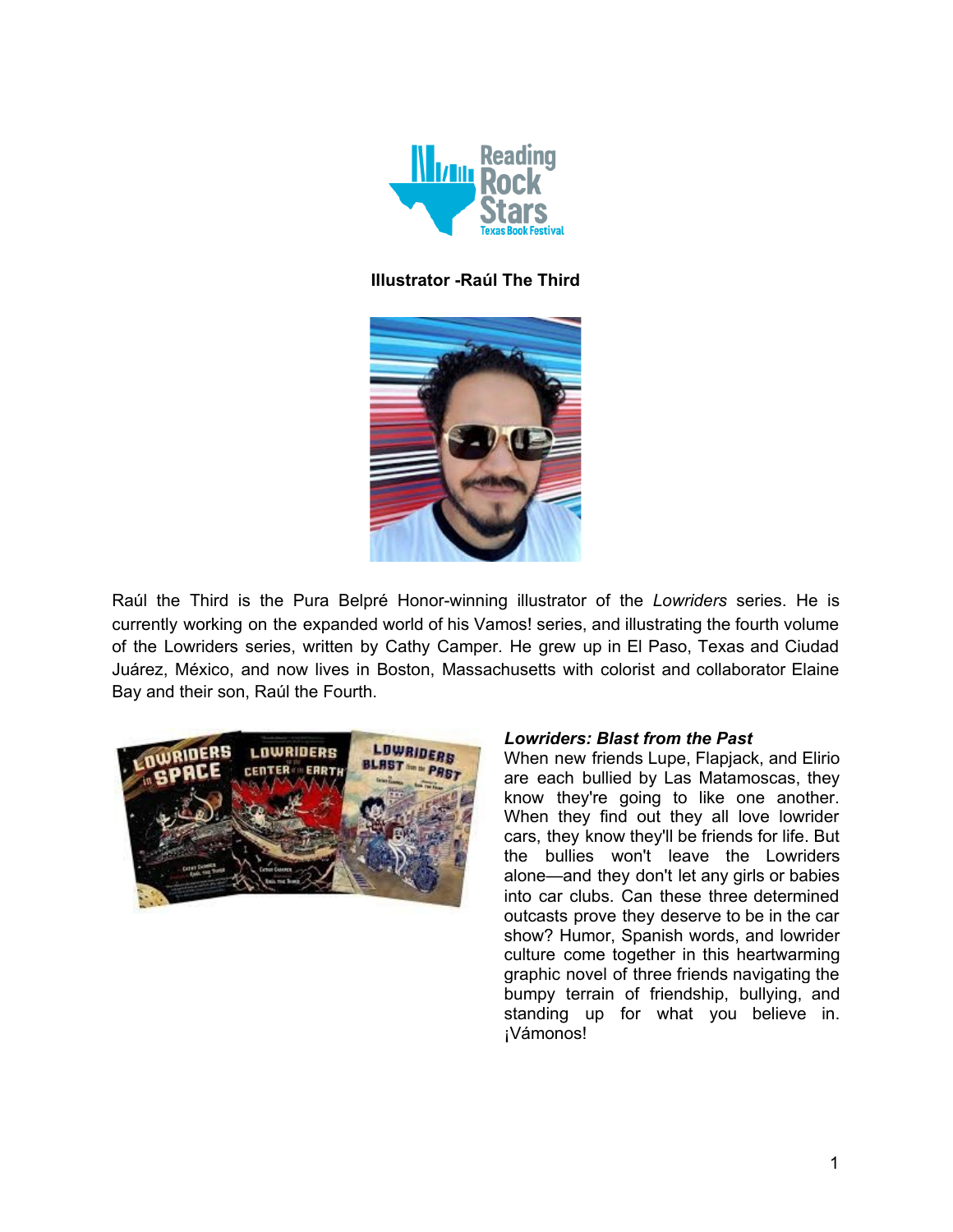**Illustrator -Raúl The Third**

Raúl the Third is the Pura Belpré Honor-winning illustrator of the *Lowriders* series. He is currently working on the expanded world of his Vamos! series, and illustrating the fourth volume of the Lowriders series, written by Cathy Camper. He grew up in El Paso, Texas and Ciudad Juárez, México, and now lives in Boston, Massachusetts with colorist and collaborator Elaine Bay and their son, Raúl the Fourth.

***Lowriders: Blast from the Past***

When new friends Lupe, Flapjack, and Elirio are each bullied by Las Matamoscas, they know they're going to like one another. When they find out they all love lowrider cars, they know they'll be friends for life. But the bullies won't leave the Lowriders alone—and they don't let any girls or babies into car clubs. Can these three determined outcasts prove they deserve to be in the car show? Humor, Spanish words, and lowrider culture come together in this heartwarming graphic novel of three friends navigating the bumpy terrain of friendship, bullying, and standing up for what you believe in. ¡Vámonos!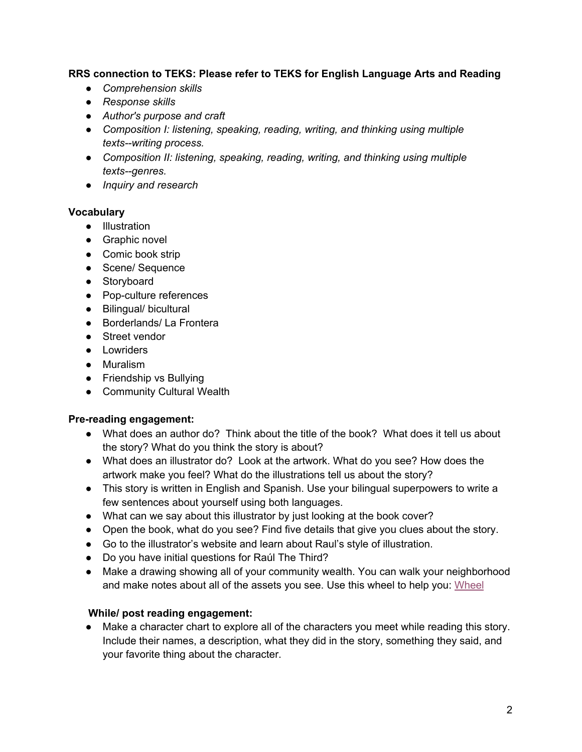**RRS connection to TEKS: Please refer to TEKS for English Language Arts and Reading**

- *Comprehension skills*
- *Response skills*
- *Author's purpose and craft*
- *Composition I: listening, speaking, reading, writing, and thinking using multiple texts--writing process.*
- *Composition II: listening, speaking, reading, writing, and thinking using multiple texts--genres.*
- *Inquiry and research*

**Vocabulary**

- Illustration
- Graphic novel
- Comic book strip
- Scene/ Sequence
- Storyboard
- Pop-culture references
- Bilingual/ bicultural
- Borderlands/ La Frontera
- Street vendor
- Lowriders
- Muralism
- Friendship vs Bullying
- Community Cultural Wealth

**Pre-reading engagement:**

- What does an author do? Think about the title of the book? What does it tell us about the story? What do you think the story is about?
- What does an illustrator do? Look at the artwork. What do you see? How does the artwork make you feel? What do the illustrations tell us about the story?
- This story is written in English and Spanish. Use your bilingual superpowers to write a few sentences about yourself using both languages.
- What can we say about this illustrator by just looking at the book cover?
- Open the book, what do you see? Find five details that give you clues about the story.
- Go to the illustrator's website and learn about Raul's style of illustration.
- Do you have initial questions for Raúl The Third?
- Make a drawing showing all of your community wealth. You can walk your neighborhood and make notes about all of the assets you see. Use this wheel to help you: [Wheel]

**While/ post reading engagement:**

- Make a character chart to explore all of the characters you meet while reading this story. Include their names, a description, what they did in the story, something they said, and your favorite thing about the character.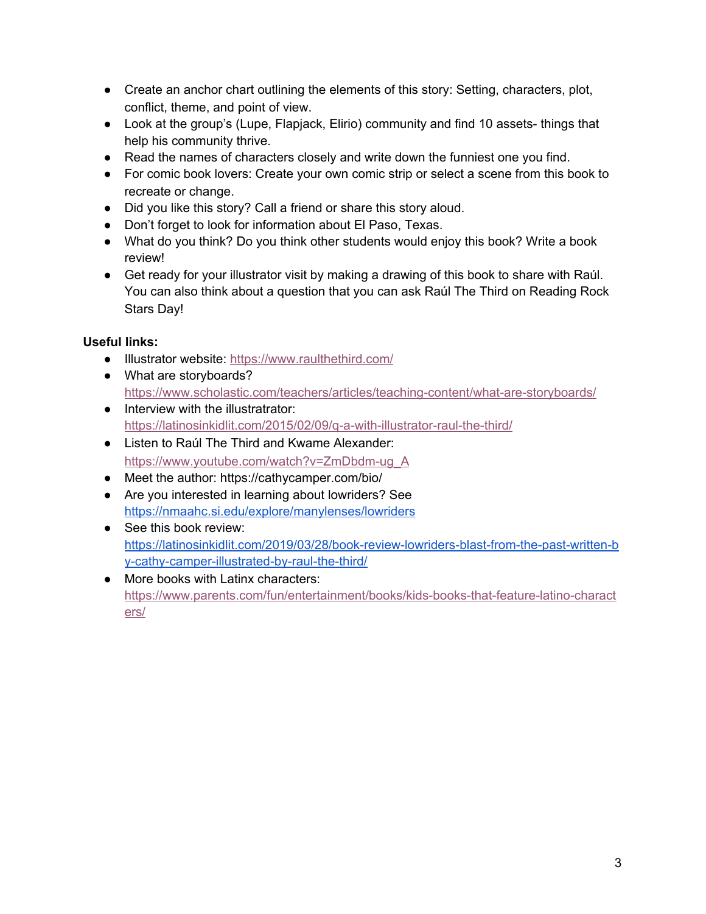- Create an anchor chart outlining the elements of this story: Setting, characters, plot, conflict, theme, and point of view.
- Look at the group's (Lupe, Flapjack, Elirio) community and find 10 assets- things that help his community thrive.
- Read the names of characters closely and write down the funniest one you find.
- For comic book lovers: Create your own comic strip or select a scene from this book to recreate or change.
- Did you like this story? Call a friend or share this story aloud.
- Don't forget to look for information about El Paso, Texas.
- What do you think? Do you think other students would enjoy this book? Write a book review!
- Get ready for your illustrator visit by making a drawing of this book to share with Raúl. You can also think about a question that you can ask Raúl The Third on Reading Rock Stars Day!

**Useful links:**

- Illustrator website: https://www.raulthethird.com/
- What are storyboards? https://www.scholastic.com/teachers/articles/teaching-content/what-are-storyboards/
- Interview with the illustratrator: https://latinosinkidlit.com/2015/02/09/q-a-with-illustrator-raul-the-third/
- Listen to Raúl The Third and Kwame Alexander: https://www.youtube.com/watch?v=ZmDbdm-ug_A
- Meet the author: https://cathycamper.com/bio/
- Are you interested in learning about lowriders? See https://nmaahc.si.edu/explore/manylenses/lowriders
- See this book review: https://latinosinkidlit.com/2019/03/28/book-review-lowriders-blast-from-the-past-written-by-cathy-camper-illustrated-by-raul-the-third/
- More books with Latinx characters: https://www.parents.com/fun/entertainment/books/kids-books-that-feature-latino-characters/